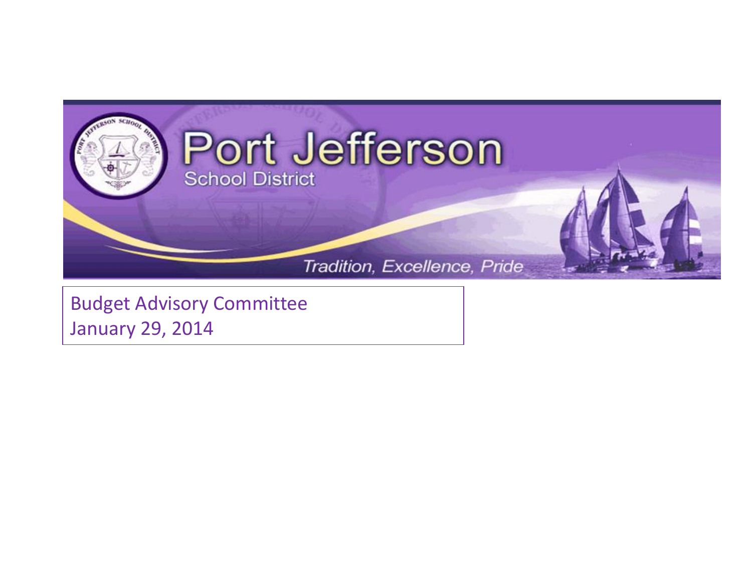# Port Jefferson

School District

*Tradition, Excellence, Pride*

Budget Advisory Committee
January 29, 2014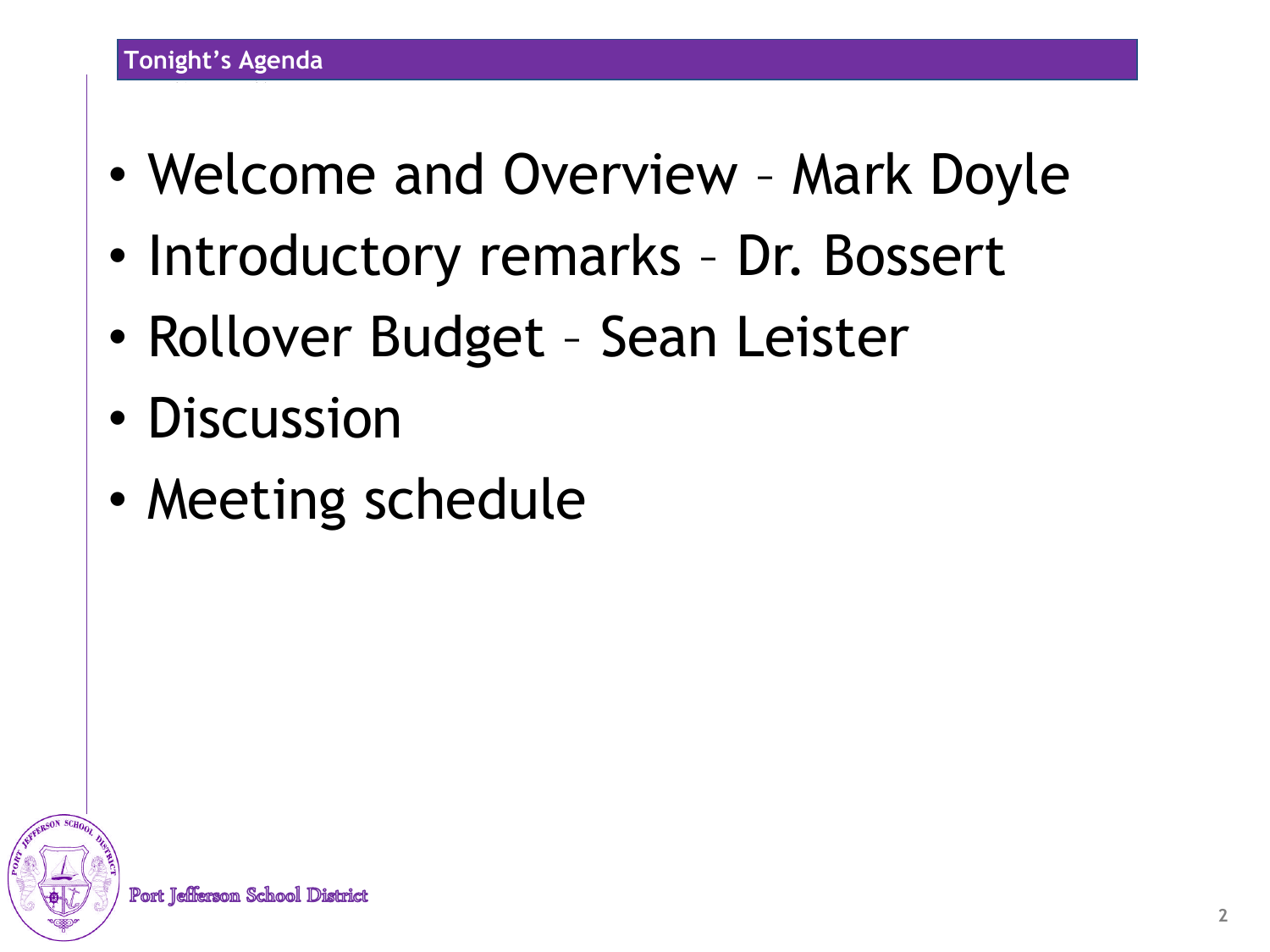## Tonight's Agenda

- Welcome and Overview – Mark Doyle
- Introductory remarks – Dr. Bossert
- Rollover Budget – Sean Leister
- Discussion
- Meeting schedule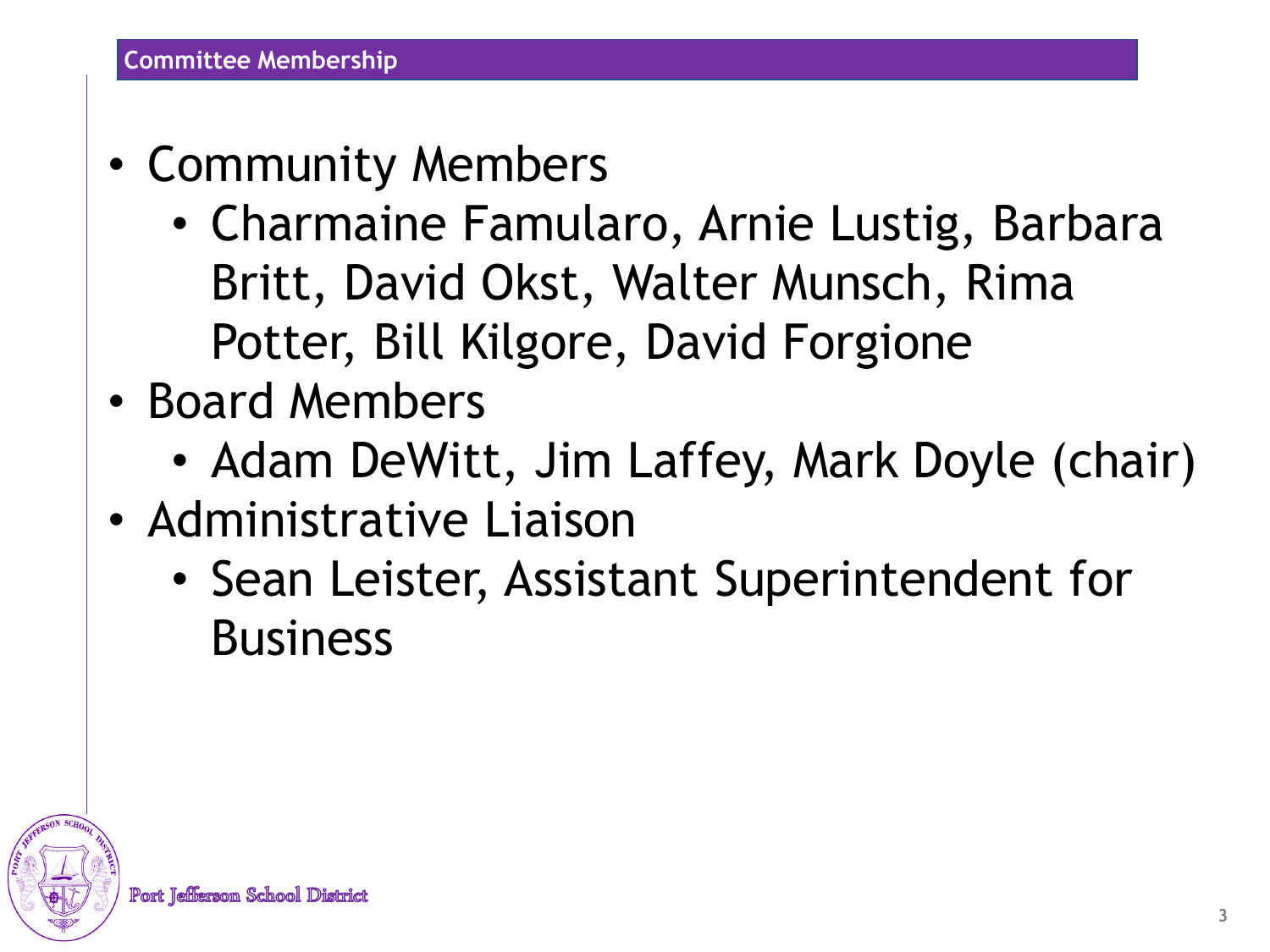## Committee Membership

- Community Members
  - Charmaine Famularo, Arnie Lustig, Barbara Britt, David Okst, Walter Munsch, Rima Potter, Bill Kilgore, David Forgione
- Board Members
  - Adam DeWitt, Jim Laffey, Mark Doyle (chair)
- Administrative Liaison
  - Sean Leister, Assistant Superintendent for Business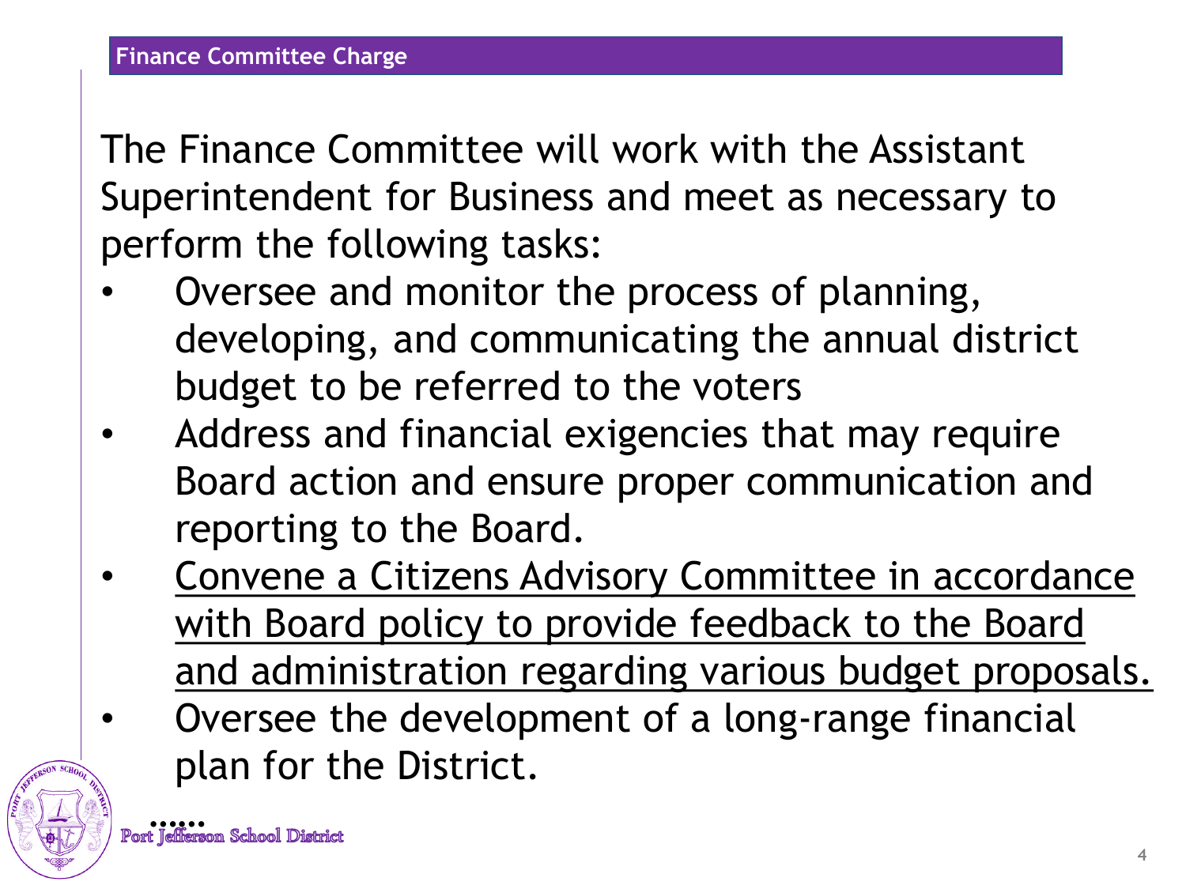## Finance Committee Charge

The Finance Committee will work with the Assistant Superintendent for Business and meet as necessary to perform the following tasks:

- Oversee and monitor the process of planning, developing, and communicating the annual district budget to be referred to the voters
- Address and financial exigencies that may require Board action and ensure proper communication and reporting to the Board.
- <u>Convene a Citizens Advisory Committee in accordance with Board policy to provide feedback to the Board and administration regarding various budget proposals.</u>
- Oversee the development of a long-range financial plan for the District.

……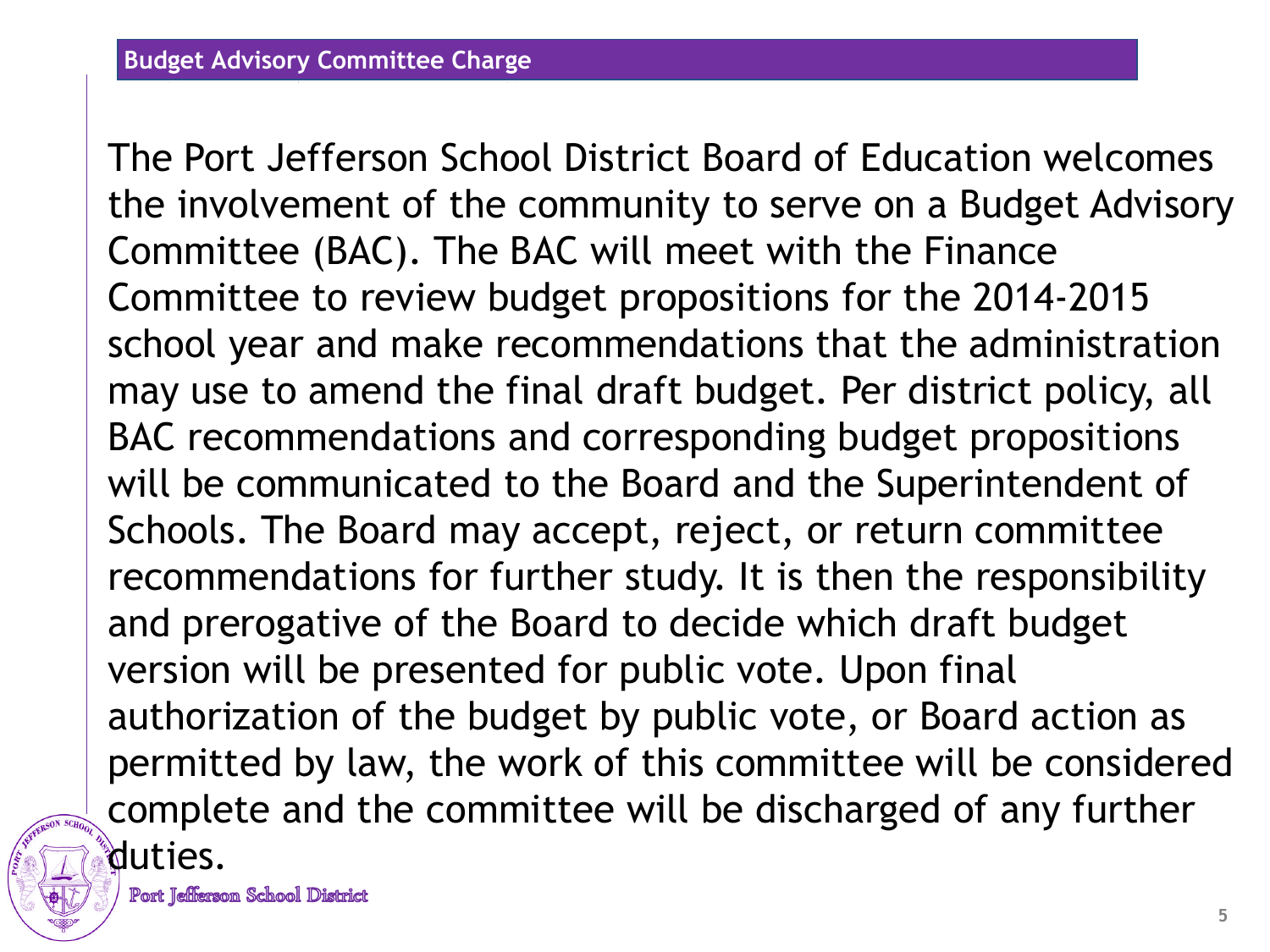## Budget Advisory Committee Charge

The Port Jefferson School District Board of Education welcomes the involvement of the community to serve on a Budget Advisory Committee (BAC). The BAC will meet with the Finance Committee to review budget propositions for the 2014-2015 school year and make recommendations that the administration may use to amend the final draft budget. Per district policy, all BAC recommendations and corresponding budget propositions will be communicated to the Board and the Superintendent of Schools. The Board may accept, reject, or return committee recommendations for further study. It is then the responsibility and prerogative of the Board to decide which draft budget version will be presented for public vote. Upon final authorization of the budget by public vote, or Board action as permitted by law, the work of this committee will be considered complete and the committee will be discharged of any further duties.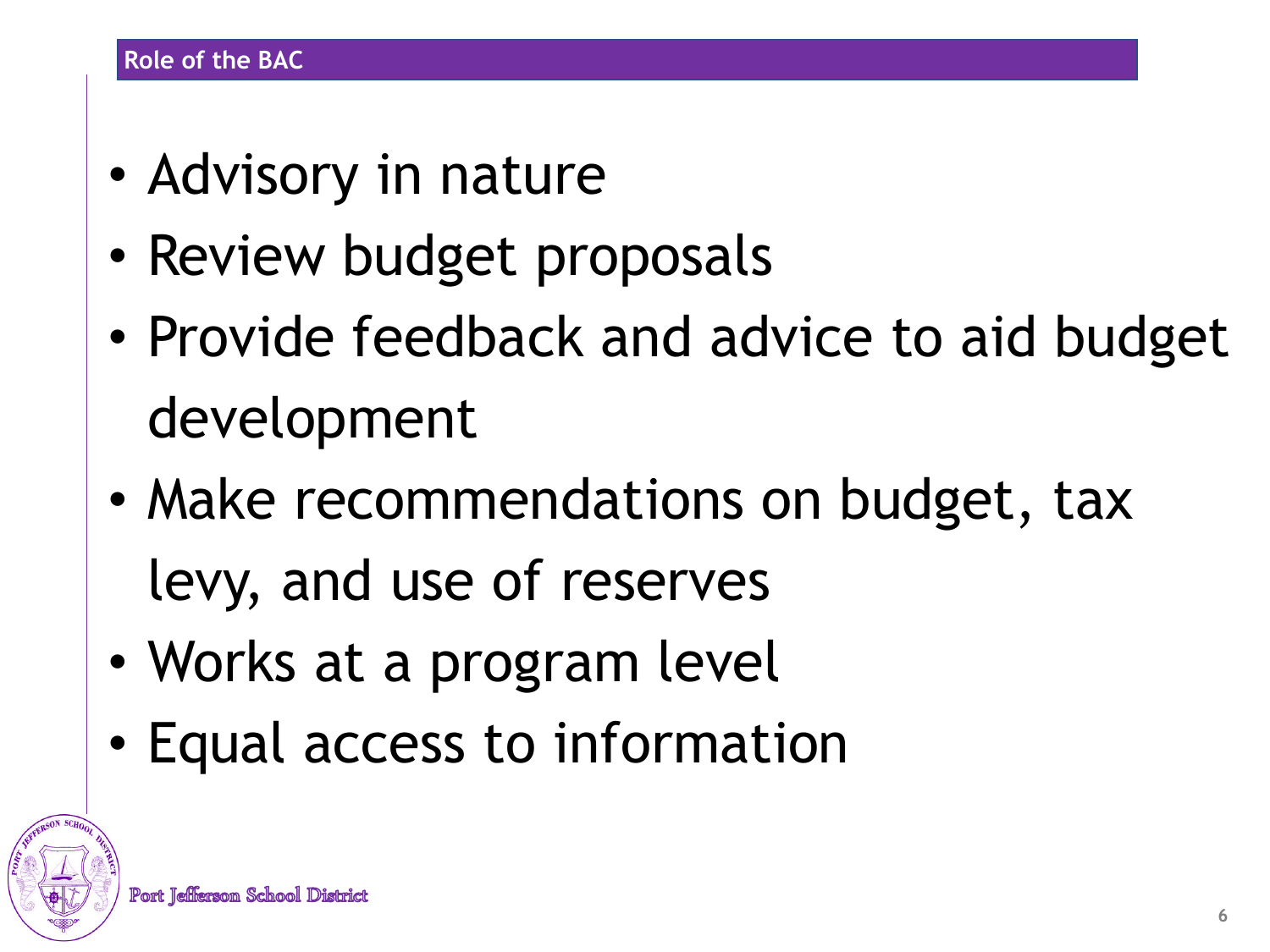## Role of the BAC

- Advisory in nature
- Review budget proposals
- Provide feedback and advice to aid budget development
- Make recommendations on budget, tax levy, and use of reserves
- Works at a program level
- Equal access to information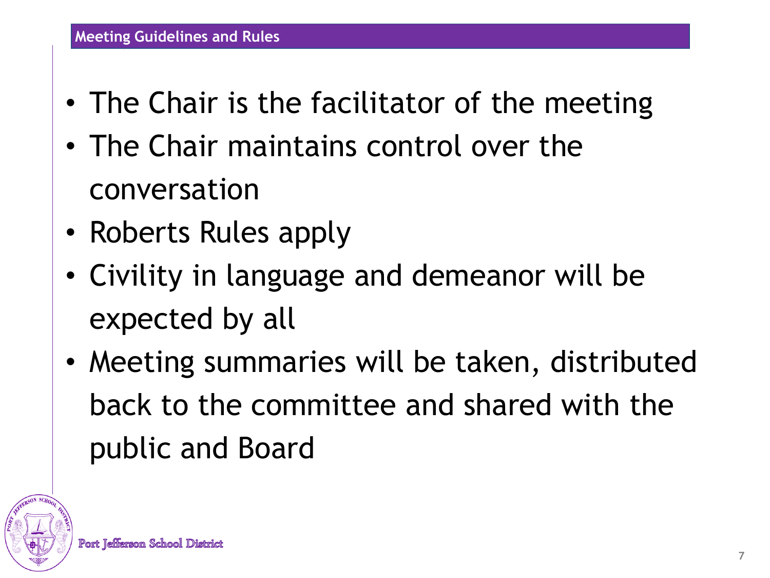## Meeting Guidelines and Rules

- The Chair is the facilitator of the meeting
- The Chair maintains control over the conversation
- Roberts Rules apply
- Civility in language and demeanor will be expected by all
- Meeting summaries will be taken, distributed back to the committee and shared with the public and Board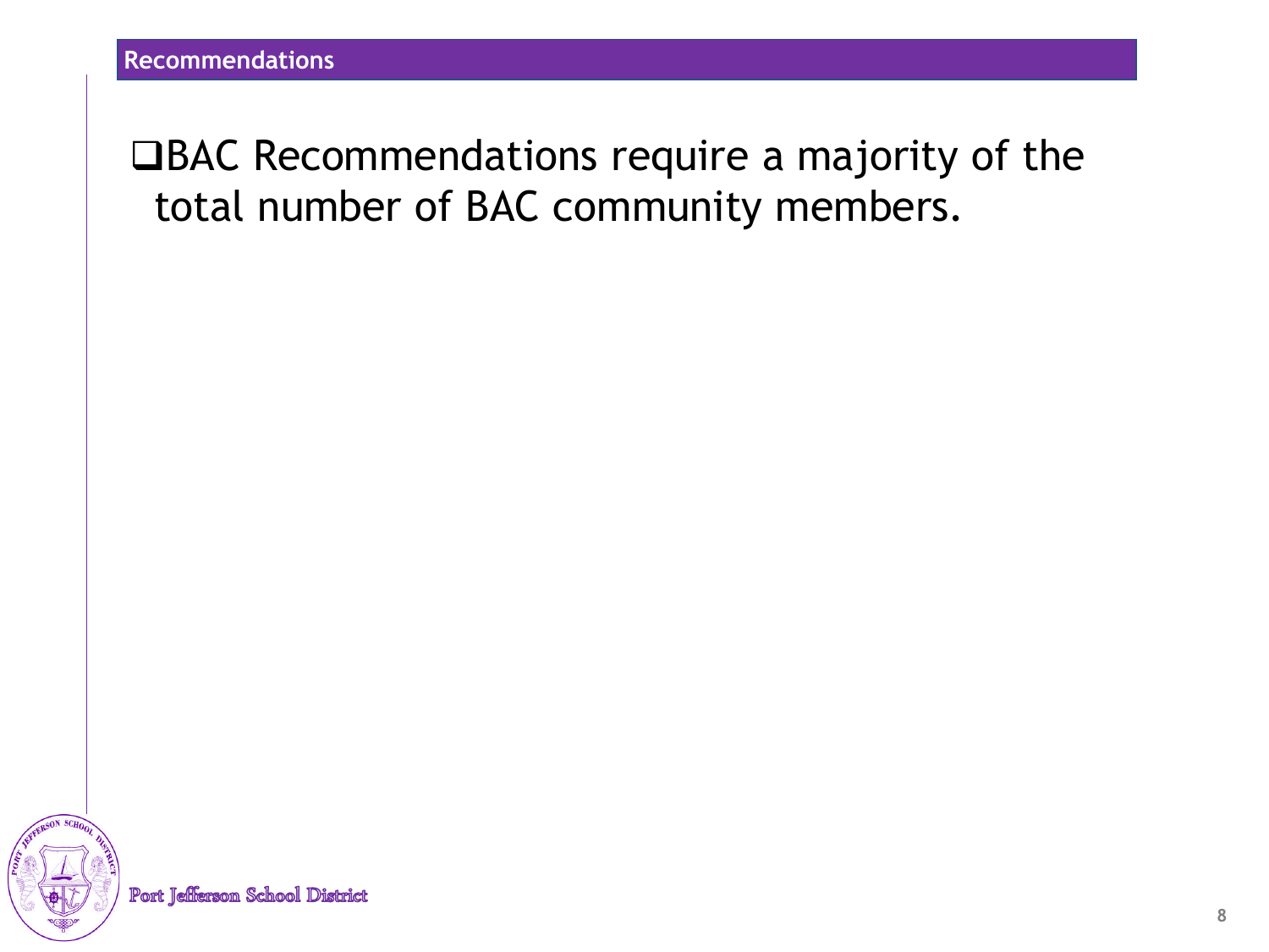## Recommendations

- BAC Recommendations require a majority of the total number of BAC community members.

Port Jefferson School District